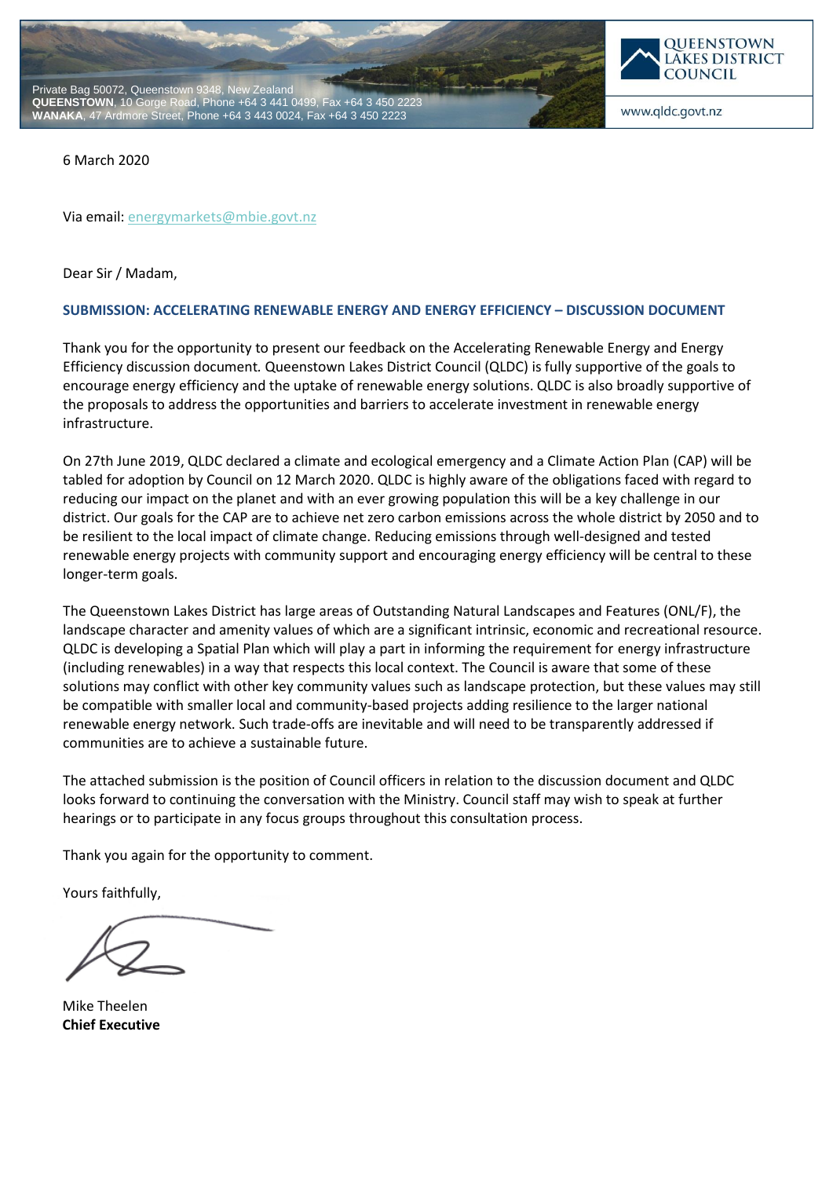Private Bag 50072, Queenstown 9348, New Zealand
**QUEENSTOWN**, 10 Gorge Road, Phone +64 3 441 0499, Fax +64 3 450 2223
**WANAKA**, 47 Ardmore Street, Phone +64 3 443 0024, Fax +64 3 450 2223

QUEENSTOWN LAKES DISTRICT COUNCIL

www.qldc.govt.nz

6 March 2020

Via email: energymarkets@mbie.govt.nz

Dear Sir / Madam,

**SUBMISSION: ACCELERATING RENEWABLE ENERGY AND ENERGY EFFICIENCY – DISCUSSION DOCUMENT**

Thank you for the opportunity to present our feedback on the Accelerating Renewable Energy and Energy Efficiency discussion document. Queenstown Lakes District Council (QLDC) is fully supportive of the goals to encourage energy efficiency and the uptake of renewable energy solutions. QLDC is also broadly supportive of the proposals to address the opportunities and barriers to accelerate investment in renewable energy infrastructure.

On 27th June 2019, QLDC declared a climate and ecological emergency and a Climate Action Plan (CAP) will be tabled for adoption by Council on 12 March 2020. QLDC is highly aware of the obligations faced with regard to reducing our impact on the planet and with an ever growing population this will be a key challenge in our district. Our goals for the CAP are to achieve net zero carbon emissions across the whole district by 2050 and to be resilient to the local impact of climate change. Reducing emissions through well-designed and tested renewable energy projects with community support and encouraging energy efficiency will be central to these longer-term goals.

The Queenstown Lakes District has large areas of Outstanding Natural Landscapes and Features (ONL/F), the landscape character and amenity values of which are a significant intrinsic, economic and recreational resource. QLDC is developing a Spatial Plan which will play a part in informing the requirement for energy infrastructure (including renewables) in a way that respects this local context. The Council is aware that some of these solutions may conflict with other key community values such as landscape protection, but these values may still be compatible with smaller local and community-based projects adding resilience to the larger national renewable energy network. Such trade-offs are inevitable and will need to be transparently addressed if communities are to achieve a sustainable future.

The attached submission is the position of Council officers in relation to the discussion document and QLDC looks forward to continuing the conversation with the Ministry. Council staff may wish to speak at further hearings or to participate in any focus groups throughout this consultation process.

Thank you again for the opportunity to comment.

Yours faithfully,

Mike Theelen
**Chief Executive**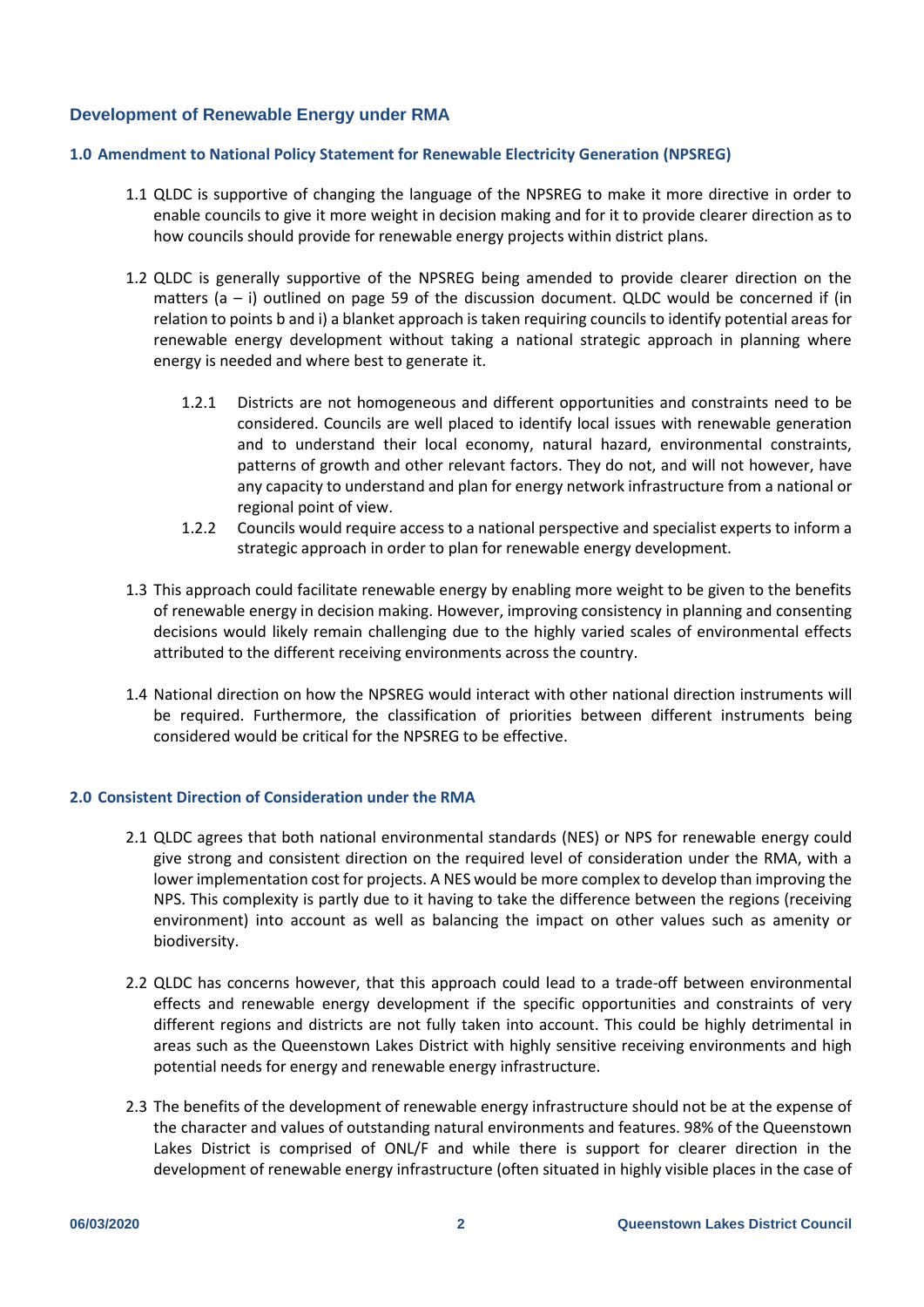## Development of Renewable Energy under RMA

### 1.0 Amendment to National Policy Statement for Renewable Electricity Generation (NPSREG)

1.1 QLDC is supportive of changing the language of the NPSREG to make it more directive in order to enable councils to give it more weight in decision making and for it to provide clearer direction as to how councils should provide for renewable energy projects within district plans.

1.2 QLDC is generally supportive of the NPSREG being amended to provide clearer direction on the matters (a – i) outlined on page 59 of the discussion document. QLDC would be concerned if (in relation to points b and i) a blanket approach is taken requiring councils to identify potential areas for renewable energy development without taking a national strategic approach in planning where energy is needed and where best to generate it.

- 1.2.1 Districts are not homogeneous and different opportunities and constraints need to be considered. Councils are well placed to identify local issues with renewable generation and to understand their local economy, natural hazard, environmental constraints, patterns of growth and other relevant factors. They do not, and will not however, have any capacity to understand and plan for energy network infrastructure from a national or regional point of view.
- 1.2.2 Councils would require access to a national perspective and specialist experts to inform a strategic approach in order to plan for renewable energy development.

1.3 This approach could facilitate renewable energy by enabling more weight to be given to the benefits of renewable energy in decision making. However, improving consistency in planning and consenting decisions would likely remain challenging due to the highly varied scales of environmental effects attributed to the different receiving environments across the country.

1.4 National direction on how the NPSREG would interact with other national direction instruments will be required. Furthermore, the classification of priorities between different instruments being considered would be critical for the NPSREG to be effective.

### 2.0 Consistent Direction of Consideration under the RMA

2.1 QLDC agrees that both national environmental standards (NES) or NPS for renewable energy could give strong and consistent direction on the required level of consideration under the RMA, with a lower implementation cost for projects. A NES would be more complex to develop than improving the NPS. This complexity is partly due to it having to take the difference between the regions (receiving environment) into account as well as balancing the impact on other values such as amenity or biodiversity.

2.2 QLDC has concerns however, that this approach could lead to a trade-off between environmental effects and renewable energy development if the specific opportunities and constraints of very different regions and districts are not fully taken into account. This could be highly detrimental in areas such as the Queenstown Lakes District with highly sensitive receiving environments and high potential needs for energy and renewable energy infrastructure.

2.3 The benefits of the development of renewable energy infrastructure should not be at the expense of the character and values of outstanding natural environments and features. 98% of the Queenstown Lakes District is comprised of ONL/F and while there is support for clearer direction in the development of renewable energy infrastructure (often situated in highly visible places in the case of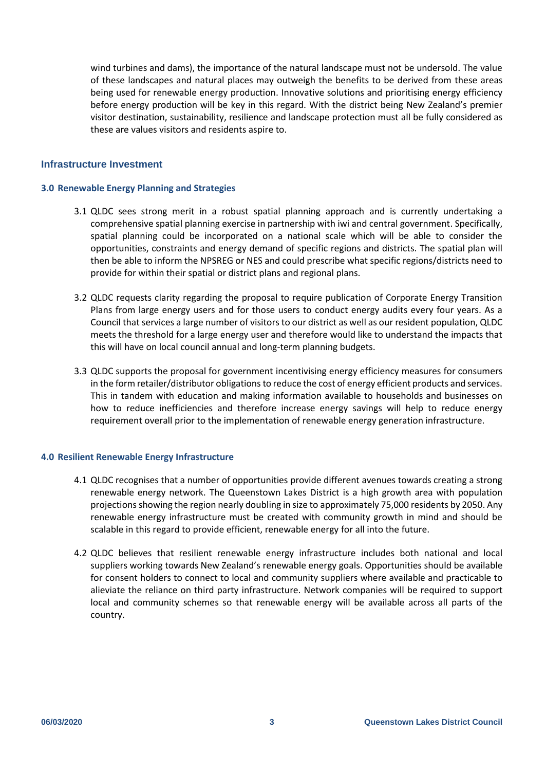wind turbines and dams), the importance of the natural landscape must not be undersold. The value of these landscapes and natural places may outweigh the benefits to be derived from these areas being used for renewable energy production. Innovative solutions and prioritising energy efficiency before energy production will be key in this regard. With the district being New Zealand's premier visitor destination, sustainability, resilience and landscape protection must all be fully considered as these are values visitors and residents aspire to.

## Infrastructure Investment

### 3.0 Renewable Energy Planning and Strategies

3.1 QLDC sees strong merit in a robust spatial planning approach and is currently undertaking a comprehensive spatial planning exercise in partnership with iwi and central government. Specifically, spatial planning could be incorporated on a national scale which will be able to consider the opportunities, constraints and energy demand of specific regions and districts. The spatial plan will then be able to inform the NPSREG or NES and could prescribe what specific regions/districts need to provide for within their spatial or district plans and regional plans.

3.2 QLDC requests clarity regarding the proposal to require publication of Corporate Energy Transition Plans from large energy users and for those users to conduct energy audits every four years. As a Council that services a large number of visitors to our district as well as our resident population, QLDC meets the threshold for a large energy user and therefore would like to understand the impacts that this will have on local council annual and long-term planning budgets.

3.3 QLDC supports the proposal for government incentivising energy efficiency measures for consumers in the form retailer/distributor obligations to reduce the cost of energy efficient products and services. This in tandem with education and making information available to households and businesses on how to reduce inefficiencies and therefore increase energy savings will help to reduce energy requirement overall prior to the implementation of renewable energy generation infrastructure.

### 4.0 Resilient Renewable Energy Infrastructure

4.1 QLDC recognises that a number of opportunities provide different avenues towards creating a strong renewable energy network. The Queenstown Lakes District is a high growth area with population projections showing the region nearly doubling in size to approximately 75,000 residents by 2050. Any renewable energy infrastructure must be created with community growth in mind and should be scalable in this regard to provide efficient, renewable energy for all into the future.

4.2 QLDC believes that resilient renewable energy infrastructure includes both national and local suppliers working towards New Zealand's renewable energy goals. Opportunities should be available for consent holders to connect to local and community suppliers where available and practicable to alieviate the reliance on third party infrastructure. Network companies will be required to support local and community schemes so that renewable energy will be available across all parts of the country.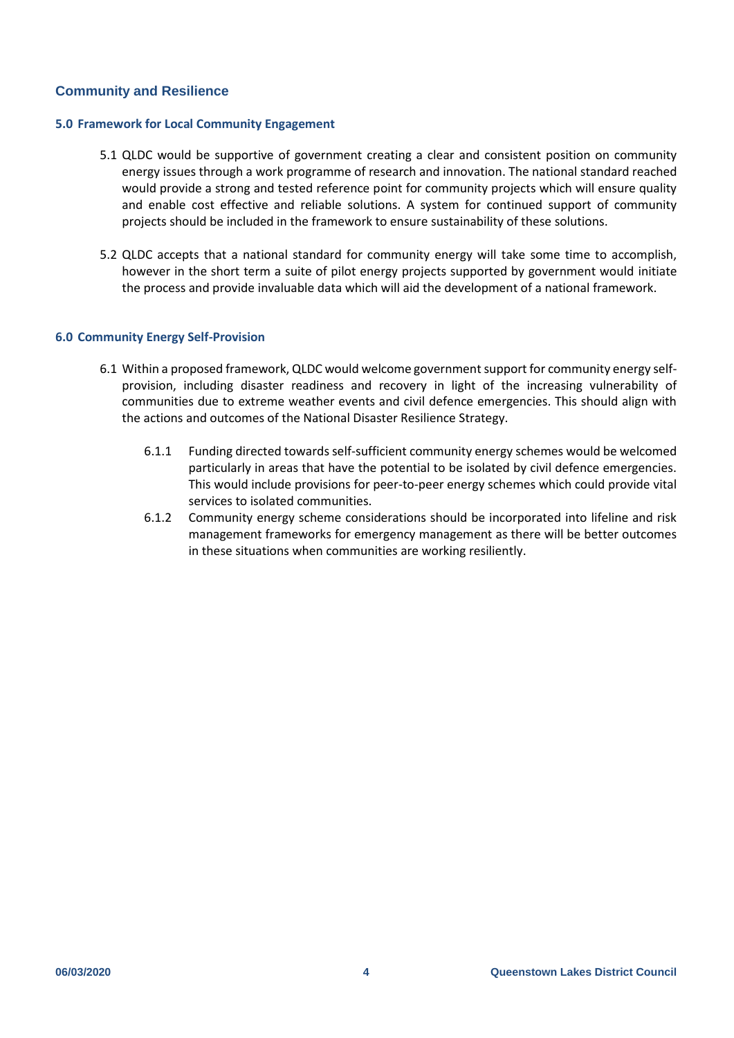## Community and Resilience

### 5.0 Framework for Local Community Engagement

5.1 QLDC would be supportive of government creating a clear and consistent position on community energy issues through a work programme of research and innovation. The national standard reached would provide a strong and tested reference point for community projects which will ensure quality and enable cost effective and reliable solutions. A system for continued support of community projects should be included in the framework to ensure sustainability of these solutions.

5.2 QLDC accepts that a national standard for community energy will take some time to accomplish, however in the short term a suite of pilot energy projects supported by government would initiate the process and provide invaluable data which will aid the development of a national framework.

### 6.0 Community Energy Self-Provision

6.1 Within a proposed framework, QLDC would welcome government support for community energy self-provision, including disaster readiness and recovery in light of the increasing vulnerability of communities due to extreme weather events and civil defence emergencies. This should align with the actions and outcomes of the National Disaster Resilience Strategy.

6.1.1 Funding directed towards self-sufficient community energy schemes would be welcomed particularly in areas that have the potential to be isolated by civil defence emergencies. This would include provisions for peer-to-peer energy schemes which could provide vital services to isolated communities.

6.1.2 Community energy scheme considerations should be incorporated into lifeline and risk management frameworks for emergency management as there will be better outcomes in these situations when communities are working resiliently.